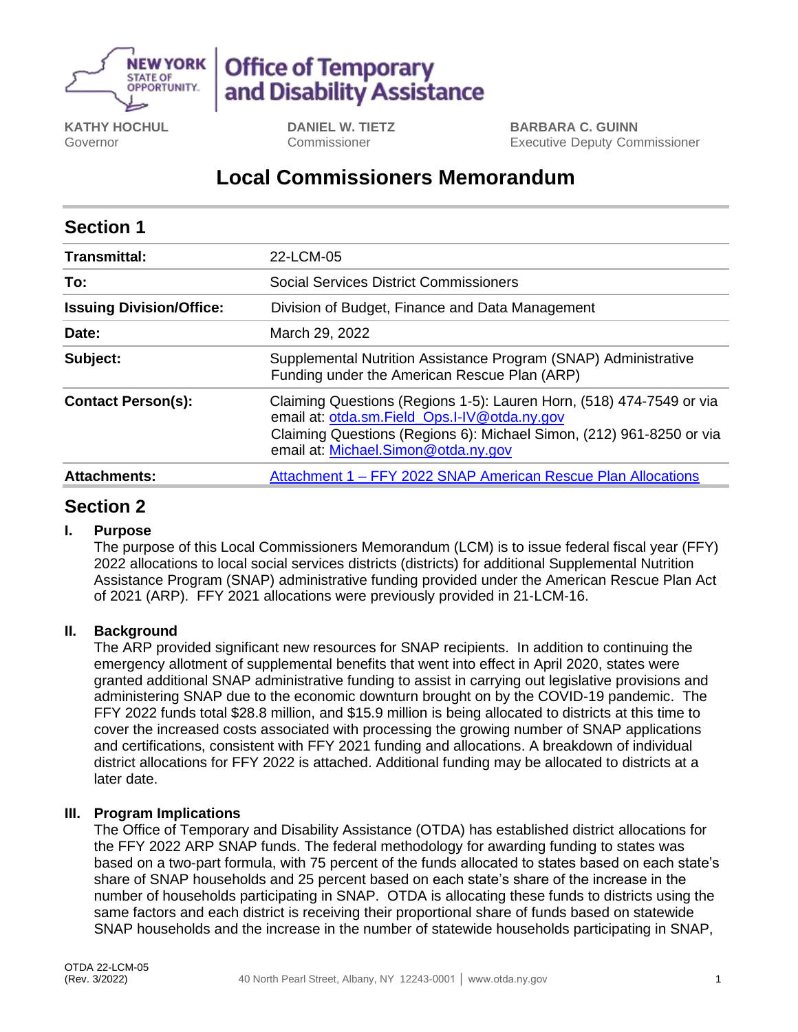**NEW YORK STATE OF OPPORTUNITY** | **Office of Temporary and Disability Assistance**

**KATHY HOCHUL**
Governor

**DANIEL W. TIETZ**
Commissioner

**BARBARA C. GUINN**
Executive Deputy Commissioner

# Local Commissioners Memorandum

## Section 1

| | |
|---|---|
| **Transmittal:** | 22-LCM-05 |
| **To:** | Social Services District Commissioners |
| **Issuing Division/Office:** | Division of Budget, Finance and Data Management |
| **Date:** | March 29, 2022 |
| **Subject:** | Supplemental Nutrition Assistance Program (SNAP) Administrative Funding under the American Rescue Plan (ARP) |
| **Contact Person(s):** | Claiming Questions (Regions 1-5): Lauren Horn, (518) 474-7549 or via email at: otda.sm.Field_Ops.I-IV@otda.ny.gov<br>Claiming Questions (Regions 6): Michael Simon, (212) 961-8250 or via email at: Michael.Simon@otda.ny.gov |
| **Attachments:** | Attachment 1 – FFY 2022 SNAP American Rescue Plan Allocations |

## Section 2

### I. Purpose

The purpose of this Local Commissioners Memorandum (LCM) is to issue federal fiscal year (FFY) 2022 allocations to local social services districts (districts) for additional Supplemental Nutrition Assistance Program (SNAP) administrative funding provided under the American Rescue Plan Act of 2021 (ARP). FFY 2021 allocations were previously provided in 21-LCM-16.

### II. Background

The ARP provided significant new resources for SNAP recipients. In addition to continuing the emergency allotment of supplemental benefits that went into effect in April 2020, states were granted additional SNAP administrative funding to assist in carrying out legislative provisions and administering SNAP due to the economic downturn brought on by the COVID-19 pandemic. The FFY 2022 funds total $28.8 million, and $15.9 million is being allocated to districts at this time to cover the increased costs associated with processing the growing number of SNAP applications and certifications, consistent with FFY 2021 funding and allocations. A breakdown of individual district allocations for FFY 2022 is attached. Additional funding may be allocated to districts at a later date.

### III. Program Implications

The Office of Temporary and Disability Assistance (OTDA) has established district allocations for the FFY 2022 ARP SNAP funds. The federal methodology for awarding funding to states was based on a two-part formula, with 75 percent of the funds allocated to states based on each state's share of SNAP households and 25 percent based on each state's share of the increase in the number of households participating in SNAP. OTDA is allocating these funds to districts using the same factors and each district is receiving their proportional share of funds based on statewide SNAP households and the increase in the number of statewide households participating in SNAP,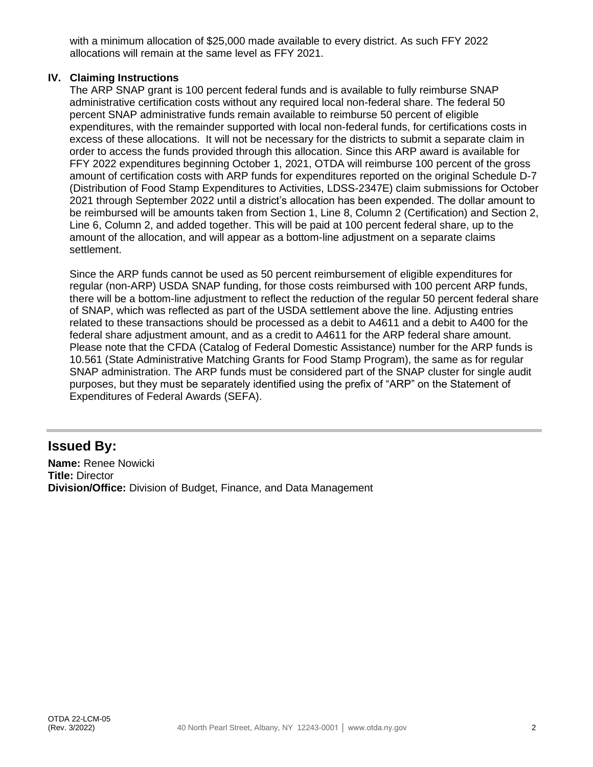with a minimum allocation of $25,000 made available to every district. As such FFY 2022 allocations will remain at the same level as FFY 2021.

## IV. Claiming Instructions

The ARP SNAP grant is 100 percent federal funds and is available to fully reimburse SNAP administrative certification costs without any required local non-federal share. The federal 50 percent SNAP administrative funds remain available to reimburse 50 percent of eligible expenditures, with the remainder supported with local non-federal funds, for certifications costs in excess of these allocations. It will not be necessary for the districts to submit a separate claim in order to access the funds provided through this allocation. Since this ARP award is available for FFY 2022 expenditures beginning October 1, 2021, OTDA will reimburse 100 percent of the gross amount of certification costs with ARP funds for expenditures reported on the original Schedule D-7 (Distribution of Food Stamp Expenditures to Activities, LDSS-2347E) claim submissions for October 2021 through September 2022 until a district's allocation has been expended. The dollar amount to be reimbursed will be amounts taken from Section 1, Line 8, Column 2 (Certification) and Section 2, Line 6, Column 2, and added together. This will be paid at 100 percent federal share, up to the amount of the allocation, and will appear as a bottom-line adjustment on a separate claims settlement.

Since the ARP funds cannot be used as 50 percent reimbursement of eligible expenditures for regular (non-ARP) USDA SNAP funding, for those costs reimbursed with 100 percent ARP funds, there will be a bottom-line adjustment to reflect the reduction of the regular 50 percent federal share of SNAP, which was reflected as part of the USDA settlement above the line. Adjusting entries related to these transactions should be processed as a debit to A4611 and a debit to A400 for the federal share adjustment amount, and as a credit to A4611 for the ARP federal share amount. Please note that the CFDA (Catalog of Federal Domestic Assistance) number for the ARP funds is 10.561 (State Administrative Matching Grants for Food Stamp Program), the same as for regular SNAP administration. The ARP funds must be considered part of the SNAP cluster for single audit purposes, but they must be separately identified using the prefix of "ARP" on the Statement of Expenditures of Federal Awards (SEFA).

---

## Issued By:

**Name:** Renee Nowicki
**Title:** Director
**Division/Office:** Division of Budget, Finance, and Data Management